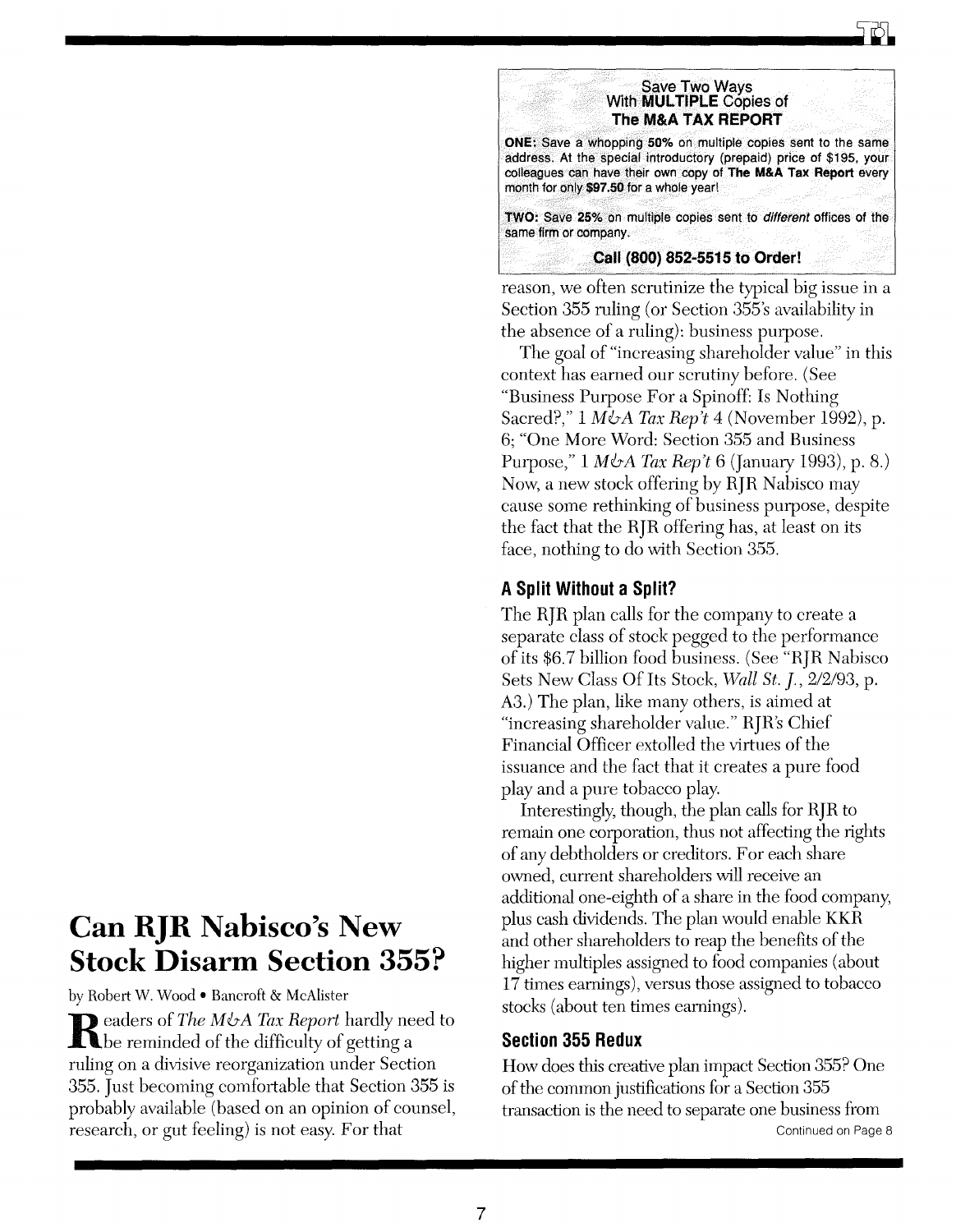**Save Two Ways**
**With MULTIPLE Copies of**
**The M&A TAX REPORT**

**ONE:** Save a whopping **50%** on multiple copies sent to the same address. At the special introductory (prepaid) price of $195, your colleagues can have their own copy of **The M&A Tax Report** every month for only **$97.50** for a whole year!

**TWO:** Save **25%** on multiple copies sent to *different* offices of the same firm or company.

**Call (800) 852-5515 to Order!**

# Can RJR Nabisco's New Stock Disarm Section 355?

by Robert W. Wood • Bancroft & McAlister

Readers of *The M&A Tax Report* hardly need to be reminded of the difficulty of getting a ruling on a divisive reorganization under Section 355. Just becoming comfortable that Section 355 is probably available (based on an opinion of counsel, research, or gut feeling) is not easy. For that reason, we often scrutinize the typical big issue in a Section 355 ruling (or Section 355's availability in the absence of a ruling): business purpose.

The goal of "increasing shareholder value" in this context has earned our scrutiny before. (See "Business Purpose For a Spinoff: Is Nothing Sacred?," 1 *M&A Tax Rep't* 4 (November 1992), p. 6; "One More Word: Section 355 and Business Purpose," 1 *M&A Tax Rep't* 6 (January 1993), p. 8.) Now, a new stock offering by RJR Nabisco may cause some rethinking of business purpose, despite the fact that the RJR offering has, at least on its face, nothing to do with Section 355.

### A Split Without a Split?

The RJR plan calls for the company to create a separate class of stock pegged to the performance of its $6.7 billion food business. (See "RJR Nabisco Sets New Class Of Its Stock, *Wall St. J.*, 2/2/93, p. A3.) The plan, like many others, is aimed at "increasing shareholder value." RJR's Chief Financial Officer extolled the virtues of the issuance and the fact that it creates a pure food play and a pure tobacco play.

Interestingly, though, the plan calls for RJR to remain one corporation, thus not affecting the rights of any debtholders or creditors. For each share owned, current shareholders will receive an additional one-eighth of a share in the food company, plus cash dividends. The plan would enable KKR and other shareholders to reap the benefits of the higher multiples assigned to food companies (about 17 times earnings), versus those assigned to tobacco stocks (about ten times earnings).

### Section 355 Redux

How does this creative plan impact Section 355? One of the common justifications for a Section 355 transaction is the need to separate one business from

Continued on Page 8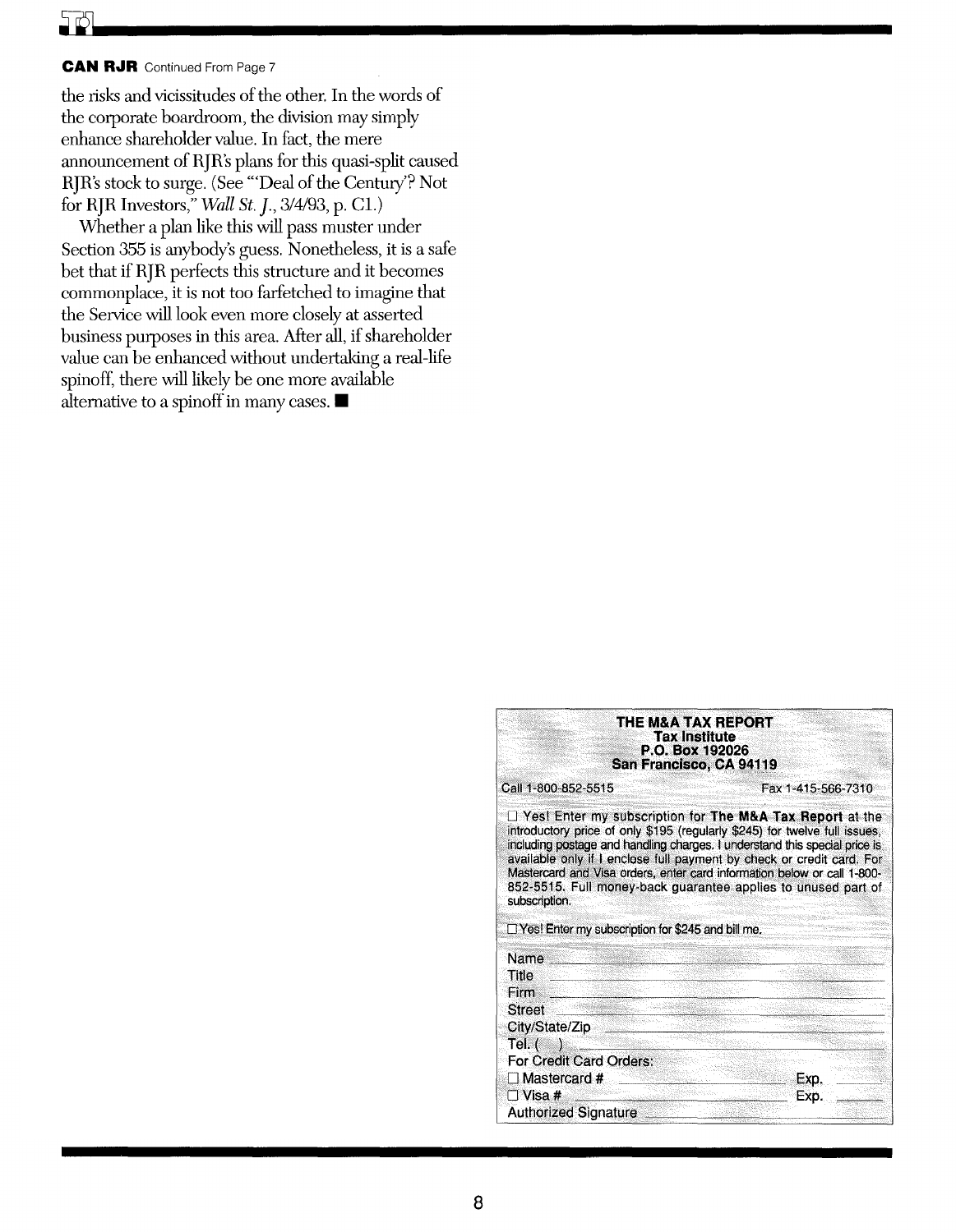**CAN RJR** Continued From Page 7

the risks and vicissitudes of the other. In the words of the corporate boardroom, the division may simply enhance shareholder value. In fact, the mere announcement of RJR's plans for this quasi-split caused RJR's stock to surge. (See "'Deal of the Century'? Not for RJR Investors," *Wall St. J.*, 3/4/93, p. C1.)

Whether a plan like this will pass muster under Section 355 is anybody's guess. Nonetheless, it is a safe bet that if RJR perfects this structure and it becomes commonplace, it is not too farfetched to imagine that the Service will look even more closely at asserted business purposes in this area. After all, if shareholder value can be enhanced without undertaking a real-life spinoff, there will likely be one more available alternative to a spinoff in many cases. ■

**THE M&A TAX REPORT**
**Tax Institute**
**P.O. Box 192026**
**San Francisco, CA 94119**

Call 1-800-852-5515 Fax 1-415-566-7310

☐ Yes! Enter my subscription for **The M&A Tax Report** at the introductory price of only $195 (regularly $245) for twelve full issues, including postage and handling charges. I understand this special price is available only if I enclose full payment by check or credit card. For Mastercard and Visa orders, enter card information below or call 1-800-852-5515. Full money-back guarantee applies to unused part of subscription.

☐ Yes! Enter my subscription for $245 and bill me.

Name ____________________

Title ____________________

Firm ____________________

Street ____________________

City/State/Zip ____________________

Tel. (   ) ____________________

For Credit Card Orders:

☐ Mastercard # ____________________ Exp. ______

☐ Visa # ____________________ Exp. ______

Authorized Signature ____________________